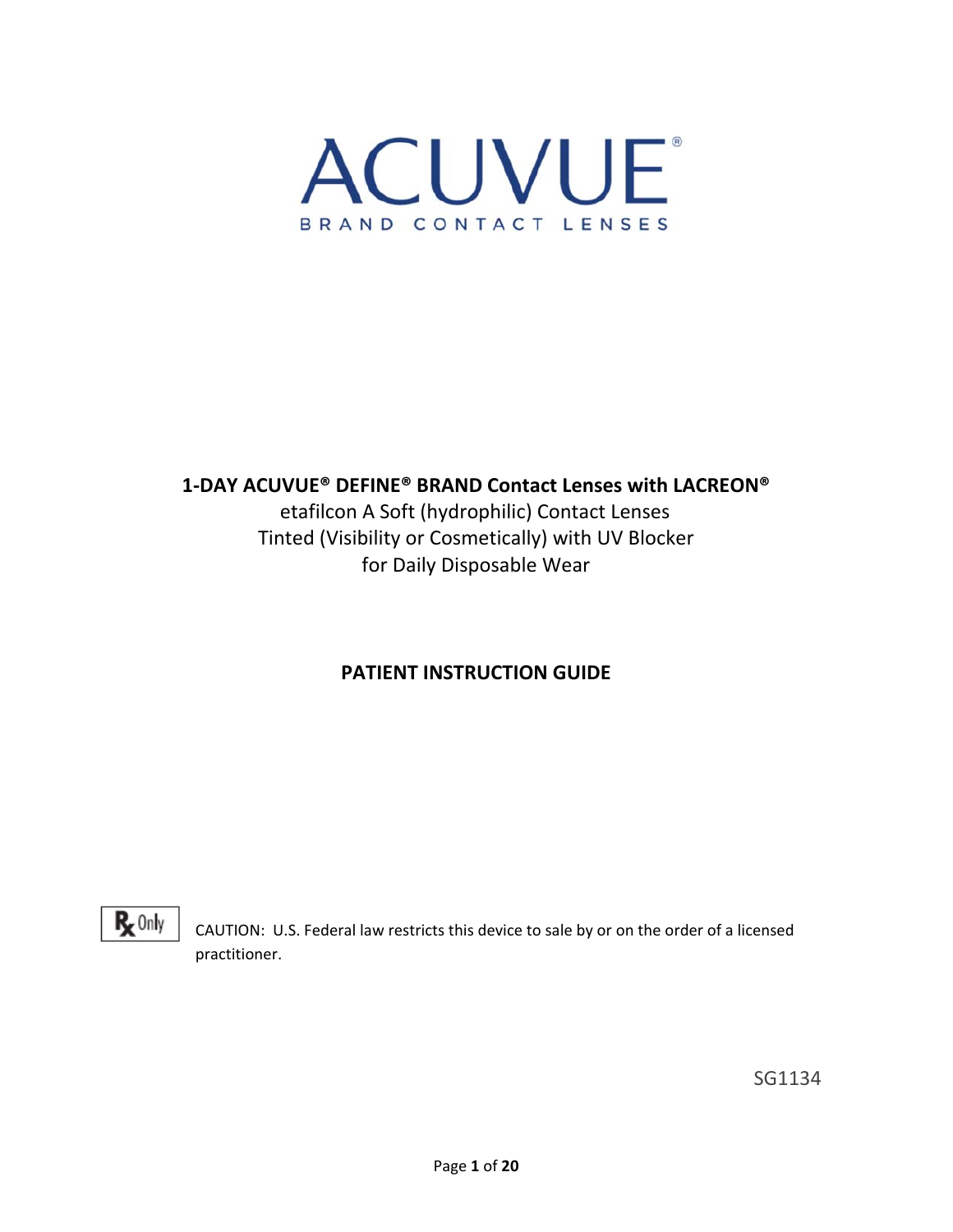# ACUVUE®

BRAND CONTACT LENSES

**1-DAY ACUVUE® DEFINE® BRAND Contact Lenses with LACREON®**

etafilcon A Soft (hydrophilic) Contact Lenses

Tinted (Visibility or Cosmetically) with UV Blocker

for Daily Disposable Wear

## PATIENT INSTRUCTION GUIDE

Rx Only

CAUTION: U.S. Federal law restricts this device to sale by or on the order of a licensed practitioner.

SG1134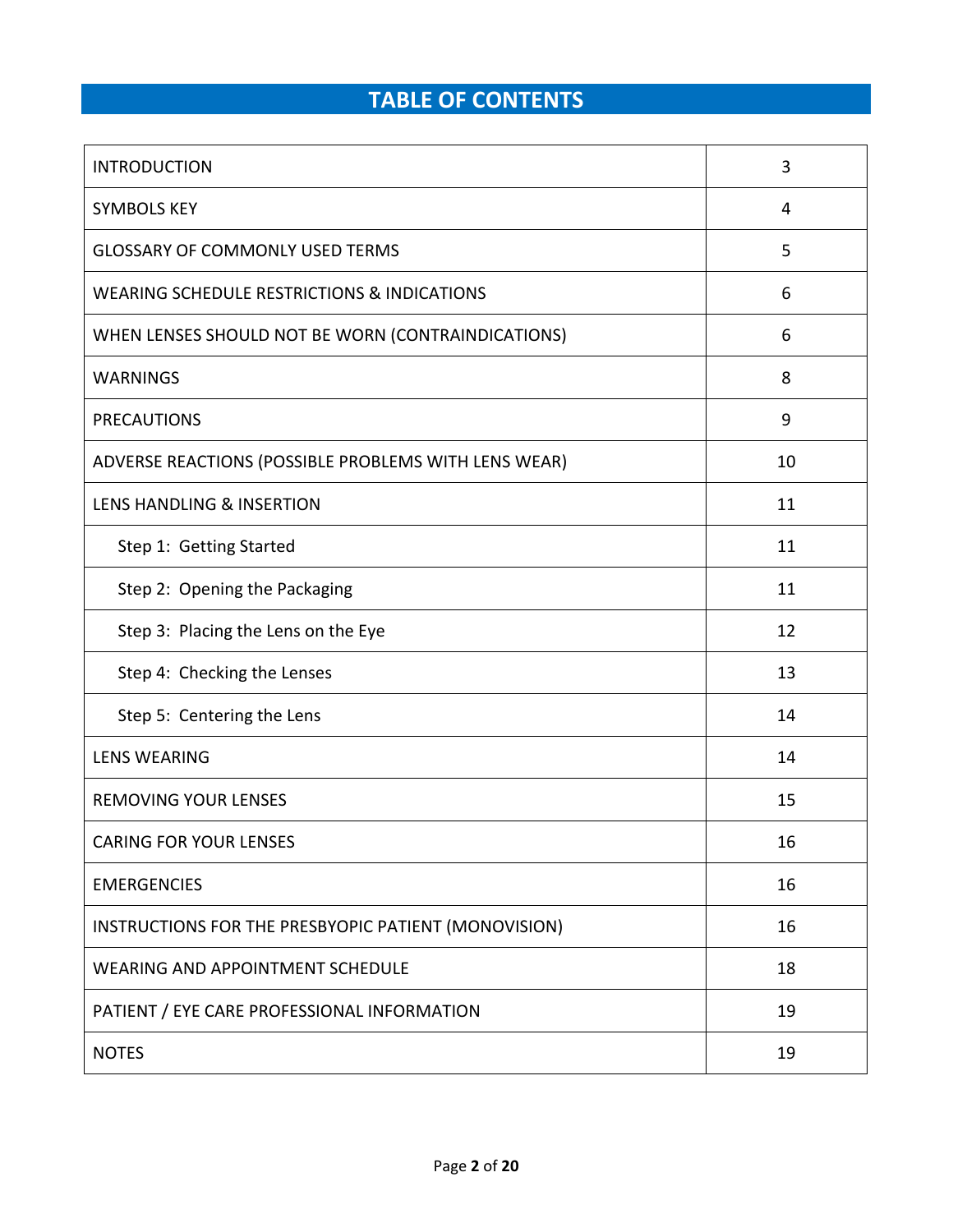# TABLE OF CONTENTS

| | |
|---|---|
| INTRODUCTION | 3 |
| SYMBOLS KEY | 4 |
| GLOSSARY OF COMMONLY USED TERMS | 5 |
| WEARING SCHEDULE RESTRICTIONS & INDICATIONS | 6 |
| WHEN LENSES SHOULD NOT BE WORN (CONTRAINDICATIONS) | 6 |
| WARNINGS | 8 |
| PRECAUTIONS | 9 |
| ADVERSE REACTIONS (POSSIBLE PROBLEMS WITH LENS WEAR) | 10 |
| LENS HANDLING & INSERTION | 11 |
| Step 1: Getting Started | 11 |
| Step 2: Opening the Packaging | 11 |
| Step 3: Placing the Lens on the Eye | 12 |
| Step 4: Checking the Lenses | 13 |
| Step 5: Centering the Lens | 14 |
| LENS WEARING | 14 |
| REMOVING YOUR LENSES | 15 |
| CARING FOR YOUR LENSES | 16 |
| EMERGENCIES | 16 |
| INSTRUCTIONS FOR THE PRESBYOPIC PATIENT (MONOVISION) | 16 |
| WEARING AND APPOINTMENT SCHEDULE | 18 |
| PATIENT / EYE CARE PROFESSIONAL INFORMATION | 19 |
| NOTES | 19 |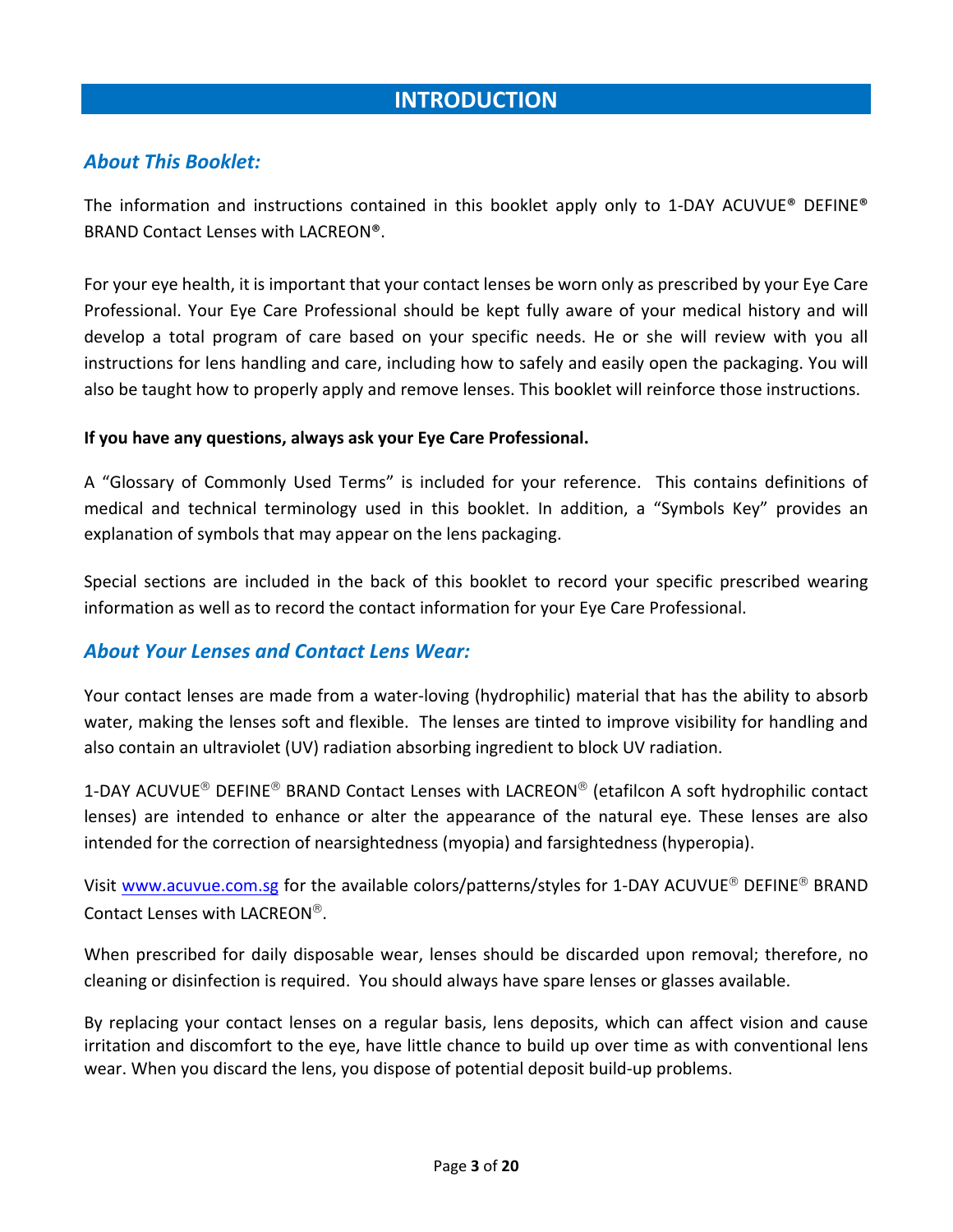# INTRODUCTION

## *About This Booklet:*

The information and instructions contained in this booklet apply only to 1-DAY ACUVUE® DEFINE® BRAND Contact Lenses with LACREON®.

For your eye health, it is important that your contact lenses be worn only as prescribed by your Eye Care Professional. Your Eye Care Professional should be kept fully aware of your medical history and will develop a total program of care based on your specific needs. He or she will review with you all instructions for lens handling and care, including how to safely and easily open the packaging. You will also be taught how to properly apply and remove lenses. This booklet will reinforce those instructions.

**If you have any questions, always ask your Eye Care Professional.**

A "Glossary of Commonly Used Terms" is included for your reference. This contains definitions of medical and technical terminology used in this booklet. In addition, a "Symbols Key" provides an explanation of symbols that may appear on the lens packaging.

Special sections are included in the back of this booklet to record your specific prescribed wearing information as well as to record the contact information for your Eye Care Professional.

## *About Your Lenses and Contact Lens Wear:*

Your contact lenses are made from a water-loving (hydrophilic) material that has the ability to absorb water, making the lenses soft and flexible. The lenses are tinted to improve visibility for handling and also contain an ultraviolet (UV) radiation absorbing ingredient to block UV radiation.

1-DAY ACUVUE® DEFINE® BRAND Contact Lenses with LACREON® (etafilcon A soft hydrophilic contact lenses) are intended to enhance or alter the appearance of the natural eye. These lenses are also intended for the correction of nearsightedness (myopia) and farsightedness (hyperopia).

Visit www.acuvue.com.sg for the available colors/patterns/styles for 1-DAY ACUVUE® DEFINE® BRAND Contact Lenses with LACREON®.

When prescribed for daily disposable wear, lenses should be discarded upon removal; therefore, no cleaning or disinfection is required. You should always have spare lenses or glasses available.

By replacing your contact lenses on a regular basis, lens deposits, which can affect vision and cause irritation and discomfort to the eye, have little chance to build up over time as with conventional lens wear. When you discard the lens, you dispose of potential deposit build-up problems.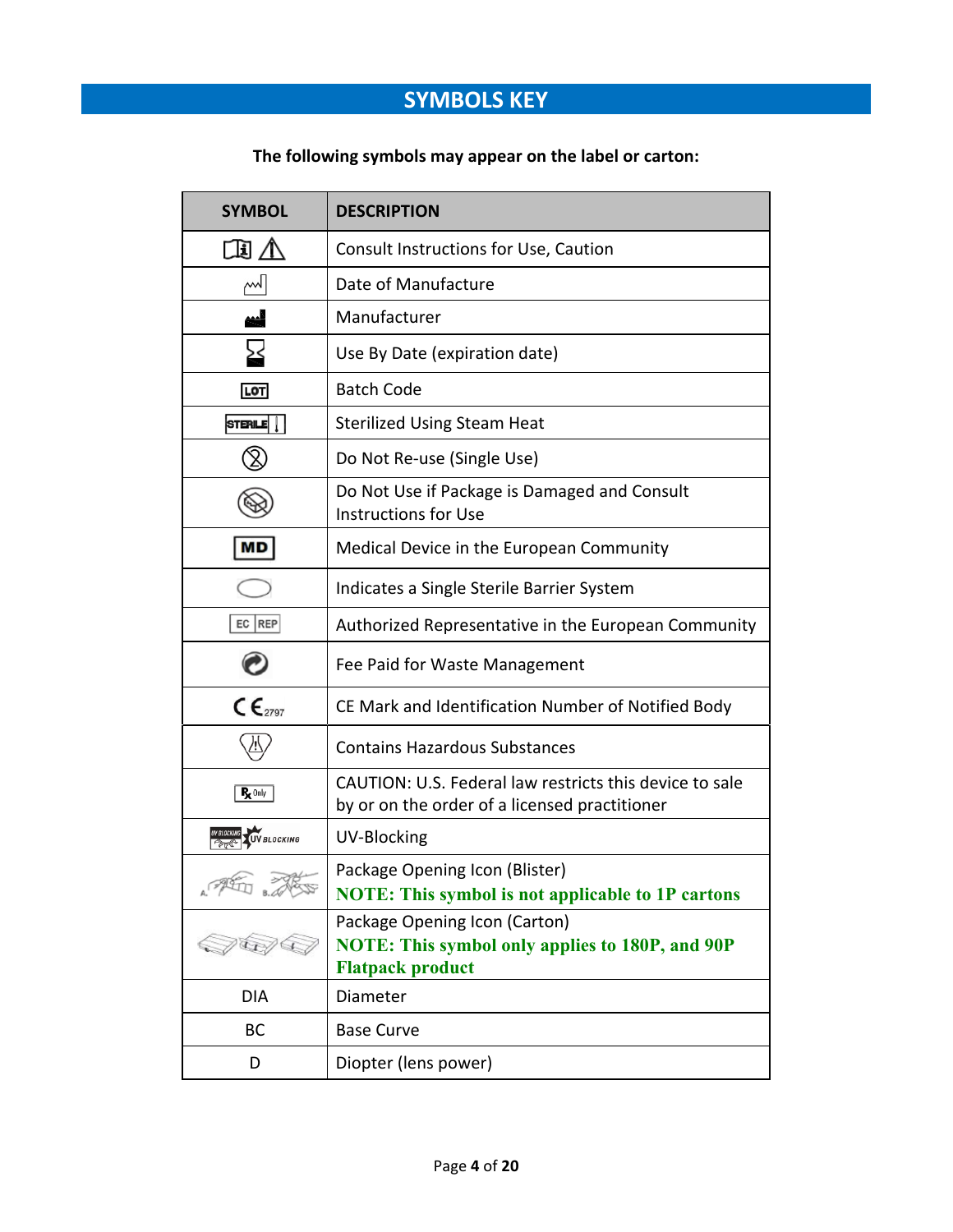## SYMBOLS KEY

**The following symbols may appear on the label or carton:**

| SYMBOL | DESCRIPTION |
|---|---|
| | Consult Instructions for Use, Caution |
| | Date of Manufacture |
| | Manufacturer |
| | Use By Date (expiration date) |
| LOT | Batch Code |
| STERILE | Sterilized Using Steam Heat |
| | Do Not Re-use (Single Use) |
| | Do Not Use if Package is Damaged and Consult Instructions for Use |
| MD | Medical Device in the European Community |
| | Indicates a Single Sterile Barrier System |
| EC REP | Authorized Representative in the European Community |
| | Fee Paid for Waste Management |
| CE 2797 | CE Mark and Identification Number of Notified Body |
| | Contains Hazardous Substances |
| Rx Only | CAUTION: U.S. Federal law restricts this device to sale by or on the order of a licensed practitioner |
| UV BLOCKING | UV-Blocking |
| A. B. | Package Opening Icon (Blister)<br>**NOTE: This symbol is not applicable to 1P cartons** |
| | Package Opening Icon (Carton)<br>**NOTE: This symbol only applies to 180P, and 90P Flatpack product** |
| DIA | Diameter |
| BC | Base Curve |
| D | Diopter (lens power) |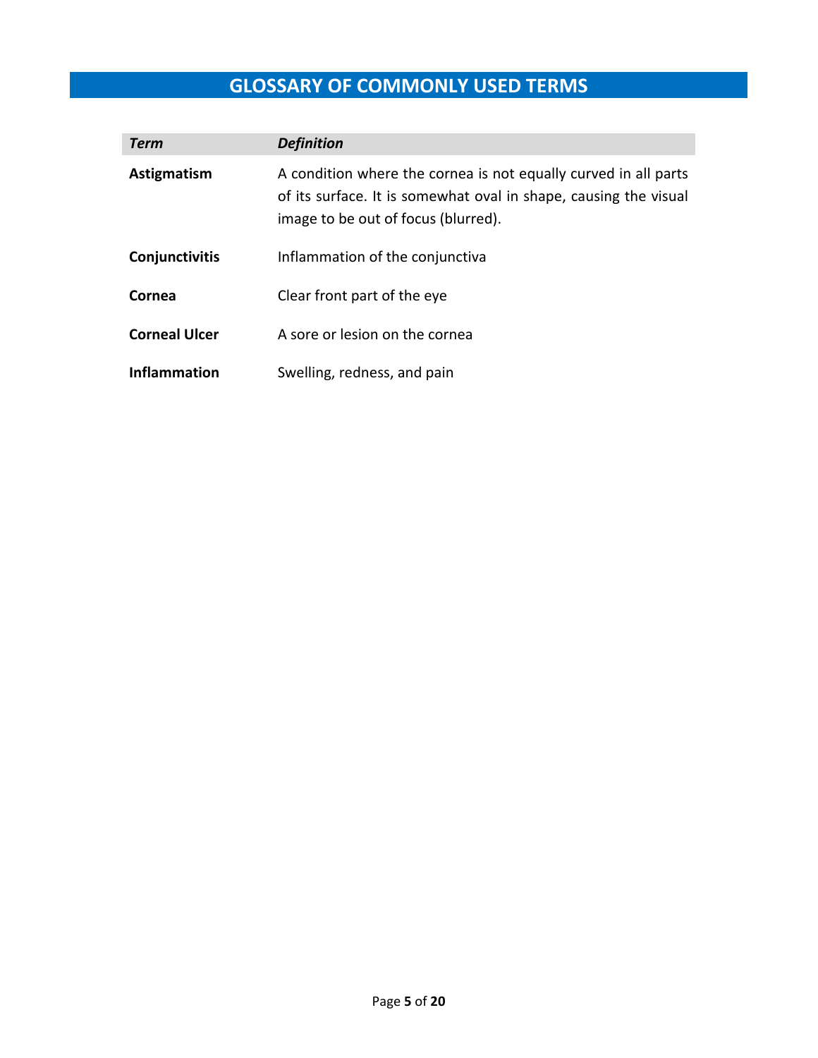# GLOSSARY OF COMMONLY USED TERMS

| *Term* | *Definition* |
| --- | --- |
| **Astigmatism** | A condition where the cornea is not equally curved in all parts of its surface. It is somewhat oval in shape, causing the visual image to be out of focus (blurred). |
| **Conjunctivitis** | Inflammation of the conjunctiva |
| **Cornea** | Clear front part of the eye |
| **Corneal Ulcer** | A sore or lesion on the cornea |
| **Inflammation** | Swelling, redness, and pain |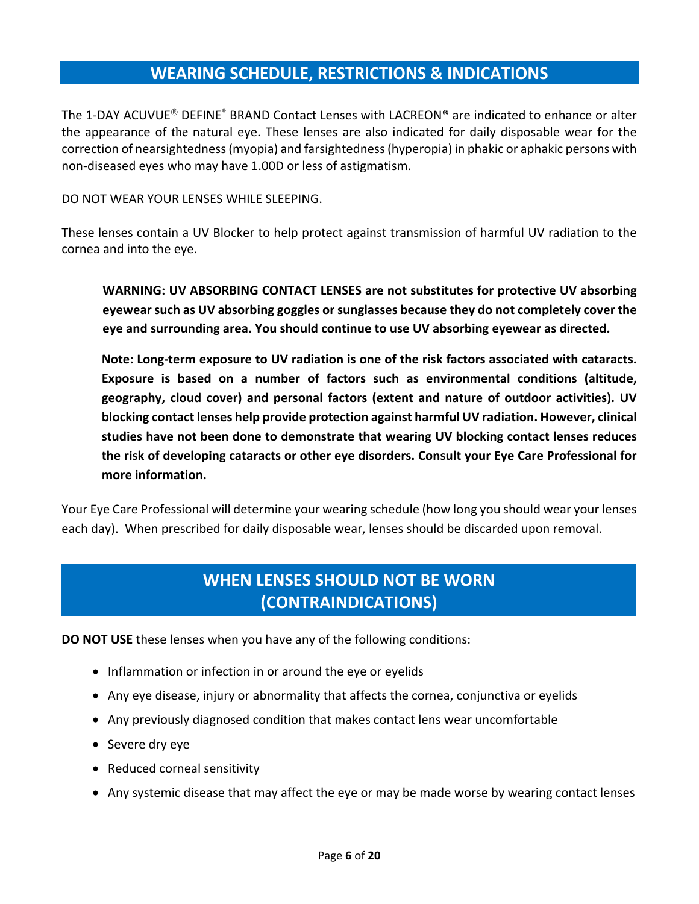## WEARING SCHEDULE, RESTRICTIONS & INDICATIONS

The 1-DAY ACUVUE® DEFINE® BRAND Contact Lenses with LACREON® are indicated to enhance or alter the appearance of the natural eye. These lenses are also indicated for daily disposable wear for the correction of nearsightedness (myopia) and farsightedness (hyperopia) in phakic or aphakic persons with non-diseased eyes who may have 1.00D or less of astigmatism.

DO NOT WEAR YOUR LENSES WHILE SLEEPING.

These lenses contain a UV Blocker to help protect against transmission of harmful UV radiation to the cornea and into the eye.

> **WARNING: UV ABSORBING CONTACT LENSES are not substitutes for protective UV absorbing eyewear such as UV absorbing goggles or sunglasses because they do not completely cover the eye and surrounding area. You should continue to use UV absorbing eyewear as directed.**
>
> **Note: Long-term exposure to UV radiation is one of the risk factors associated with cataracts. Exposure is based on a number of factors such as environmental conditions (altitude, geography, cloud cover) and personal factors (extent and nature of outdoor activities). UV blocking contact lenses help provide protection against harmful UV radiation. However, clinical studies have not been done to demonstrate that wearing UV blocking contact lenses reduces the risk of developing cataracts or other eye disorders. Consult your Eye Care Professional for more information.**

Your Eye Care Professional will determine your wearing schedule (how long you should wear your lenses each day). When prescribed for daily disposable wear, lenses should be discarded upon removal.

## WHEN LENSES SHOULD NOT BE WORN (CONTRAINDICATIONS)

**DO NOT USE** these lenses when you have any of the following conditions:

- Inflammation or infection in or around the eye or eyelids
- Any eye disease, injury or abnormality that affects the cornea, conjunctiva or eyelids
- Any previously diagnosed condition that makes contact lens wear uncomfortable
- Severe dry eye
- Reduced corneal sensitivity
- Any systemic disease that may affect the eye or may be made worse by wearing contact lenses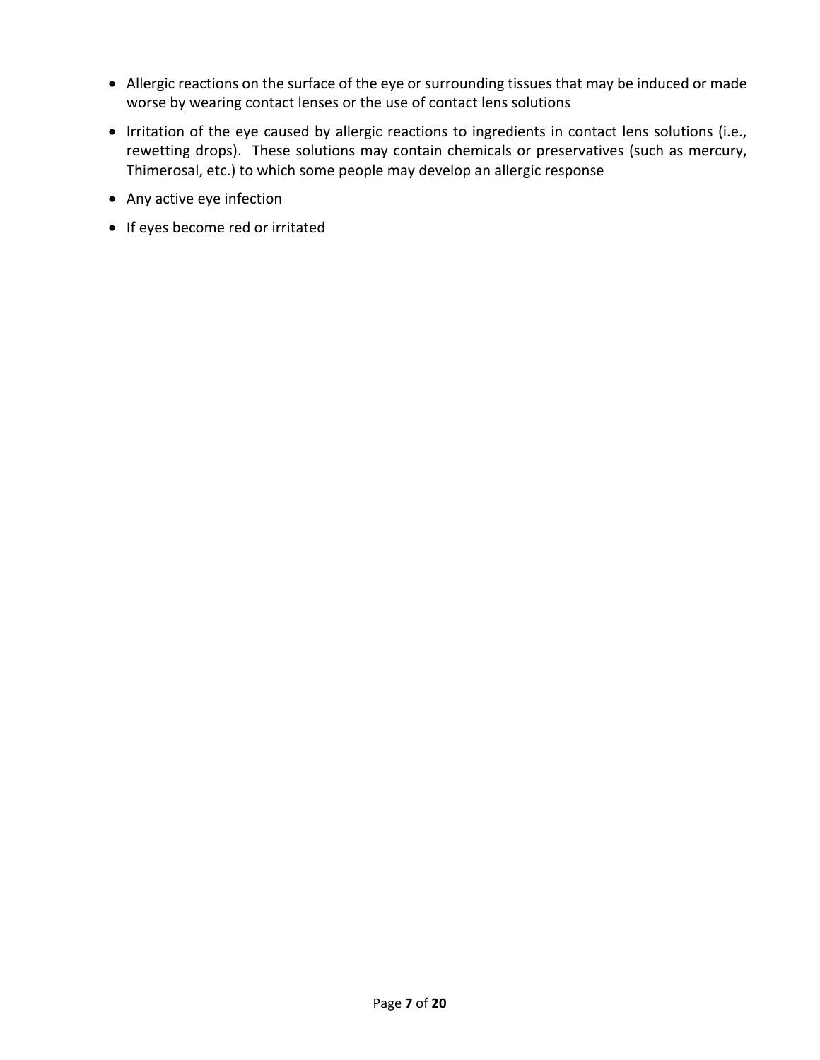- Allergic reactions on the surface of the eye or surrounding tissues that may be induced or made worse by wearing contact lenses or the use of contact lens solutions
- Irritation of the eye caused by allergic reactions to ingredients in contact lens solutions (i.e., rewetting drops). These solutions may contain chemicals or preservatives (such as mercury, Thimerosal, etc.) to which some people may develop an allergic response
- Any active eye infection
- If eyes become red or irritated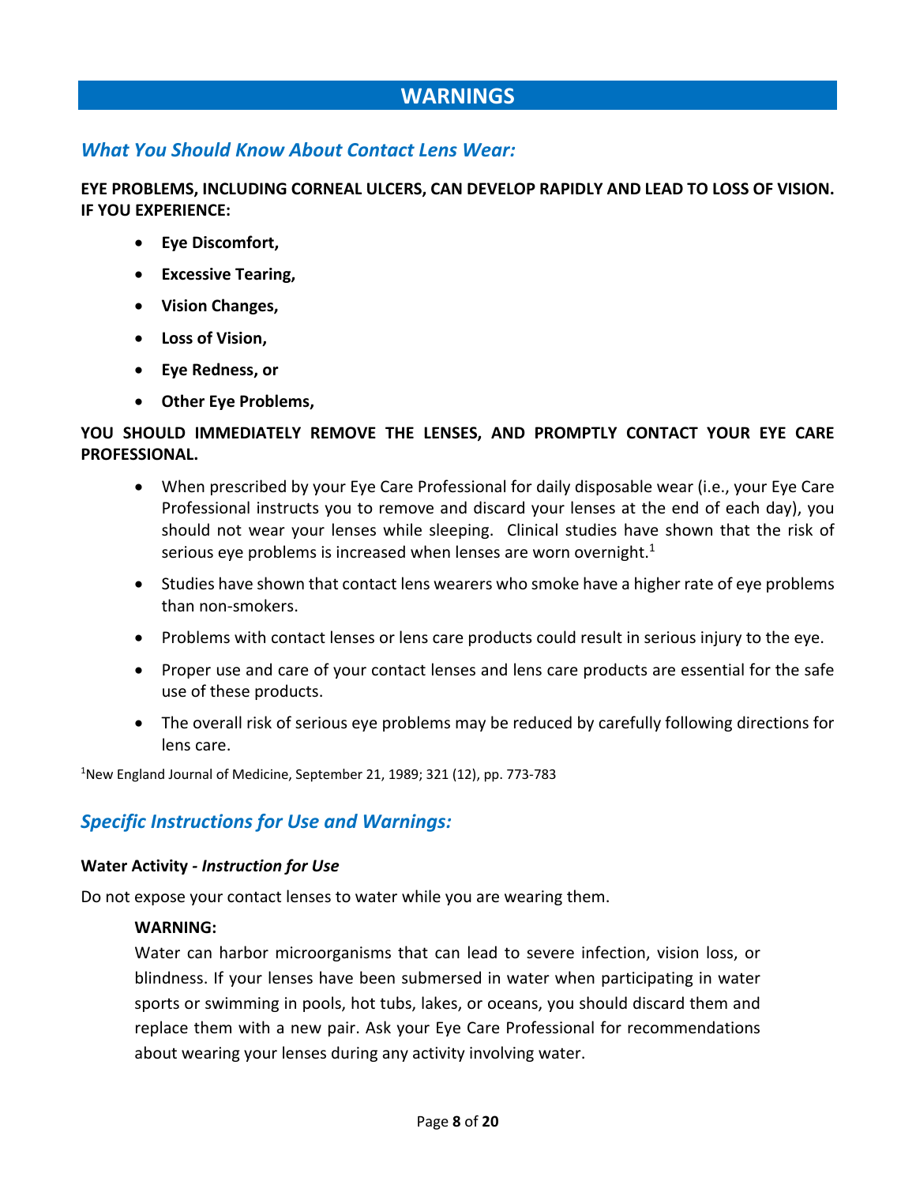# WARNINGS

## *What You Should Know About Contact Lens Wear:*

**EYE PROBLEMS, INCLUDING CORNEAL ULCERS, CAN DEVELOP RAPIDLY AND LEAD TO LOSS OF VISION. IF YOU EXPERIENCE:**

- **Eye Discomfort,**
- **Excessive Tearing,**
- **Vision Changes,**
- **Loss of Vision,**
- **Eye Redness, or**
- **Other Eye Problems,**

**YOU SHOULD IMMEDIATELY REMOVE THE LENSES, AND PROMPTLY CONTACT YOUR EYE CARE PROFESSIONAL.**

- When prescribed by your Eye Care Professional for daily disposable wear (i.e., your Eye Care Professional instructs you to remove and discard your lenses at the end of each day), you should not wear your lenses while sleeping. Clinical studies have shown that the risk of serious eye problems is increased when lenses are worn overnight.[1]
- Studies have shown that contact lens wearers who smoke have a higher rate of eye problems than non-smokers.
- Problems with contact lenses or lens care products could result in serious injury to the eye.
- Proper use and care of your contact lenses and lens care products are essential for the safe use of these products.
- The overall risk of serious eye problems may be reduced by carefully following directions for lens care.

[1]New England Journal of Medicine, September 21, 1989; 321 (12), pp. 773-783

## *Specific Instructions for Use and Warnings:*

**Water Activity -** ***Instruction for Use***

Do not expose your contact lenses to water while you are wearing them.

**WARNING:**

Water can harbor microorganisms that can lead to severe infection, vision loss, or blindness. If your lenses have been submersed in water when participating in water sports or swimming in pools, hot tubs, lakes, or oceans, you should discard them and replace them with a new pair. Ask your Eye Care Professional for recommendations about wearing your lenses during any activity involving water.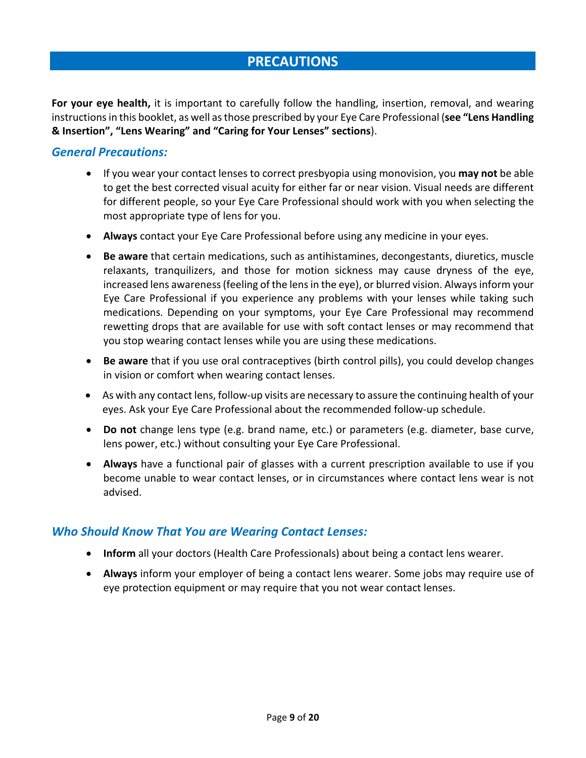# PRECAUTIONS

**For your eye health,** it is important to carefully follow the handling, insertion, removal, and wearing instructions in this booklet, as well as those prescribed by your Eye Care Professional (**see "Lens Handling & Insertion", "Lens Wearing" and "Caring for Your Lenses" sections**).

## *General Precautions:*

- If you wear your contact lenses to correct presbyopia using monovision, you **may not** be able to get the best corrected visual acuity for either far or near vision. Visual needs are different for different people, so your Eye Care Professional should work with you when selecting the most appropriate type of lens for you.
- **Always** contact your Eye Care Professional before using any medicine in your eyes.
- **Be aware** that certain medications, such as antihistamines, decongestants, diuretics, muscle relaxants, tranquilizers, and those for motion sickness may cause dryness of the eye, increased lens awareness (feeling of the lens in the eye), or blurred vision. Always inform your Eye Care Professional if you experience any problems with your lenses while taking such medications. Depending on your symptoms, your Eye Care Professional may recommend rewetting drops that are available for use with soft contact lenses or may recommend that you stop wearing contact lenses while you are using these medications.
- **Be aware** that if you use oral contraceptives (birth control pills), you could develop changes in vision or comfort when wearing contact lenses.
- As with any contact lens, follow-up visits are necessary to assure the continuing health of your eyes. Ask your Eye Care Professional about the recommended follow-up schedule.
- **Do not** change lens type (e.g. brand name, etc.) or parameters (e.g. diameter, base curve, lens power, etc.) without consulting your Eye Care Professional.
- **Always** have a functional pair of glasses with a current prescription available to use if you become unable to wear contact lenses, or in circumstances where contact lens wear is not advised.

## *Who Should Know That You are Wearing Contact Lenses:*

- **Inform** all your doctors (Health Care Professionals) about being a contact lens wearer.
- **Always** inform your employer of being a contact lens wearer. Some jobs may require use of eye protection equipment or may require that you not wear contact lenses.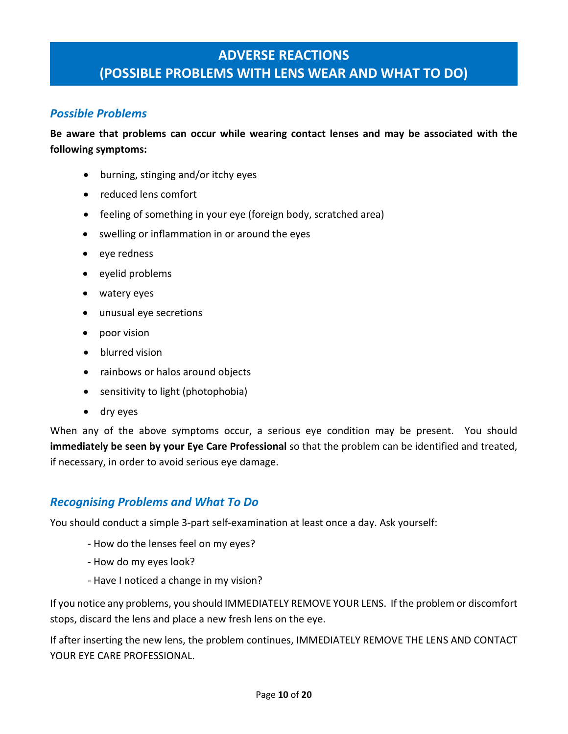# ADVERSE REACTIONS
# (POSSIBLE PROBLEMS WITH LENS WEAR AND WHAT TO DO)

## *Possible Problems*

**Be aware that problems can occur while wearing contact lenses and may be associated with the following symptoms:**

- burning, stinging and/or itchy eyes
- reduced lens comfort
- feeling of something in your eye (foreign body, scratched area)
- swelling or inflammation in or around the eyes
- eye redness
- eyelid problems
- watery eyes
- unusual eye secretions
- poor vision
- blurred vision
- rainbows or halos around objects
- sensitivity to light (photophobia)
- dry eyes

When any of the above symptoms occur, a serious eye condition may be present. You should **immediately be seen by your Eye Care Professional** so that the problem can be identified and treated, if necessary, in order to avoid serious eye damage.

## *Recognising Problems and What To Do*

You should conduct a simple 3-part self-examination at least once a day. Ask yourself:

- How do the lenses feel on my eyes?
- How do my eyes look?
- Have I noticed a change in my vision?

If you notice any problems, you should IMMEDIATELY REMOVE YOUR LENS. If the problem or discomfort stops, discard the lens and place a new fresh lens on the eye.

If after inserting the new lens, the problem continues, IMMEDIATELY REMOVE THE LENS AND CONTACT YOUR EYE CARE PROFESSIONAL.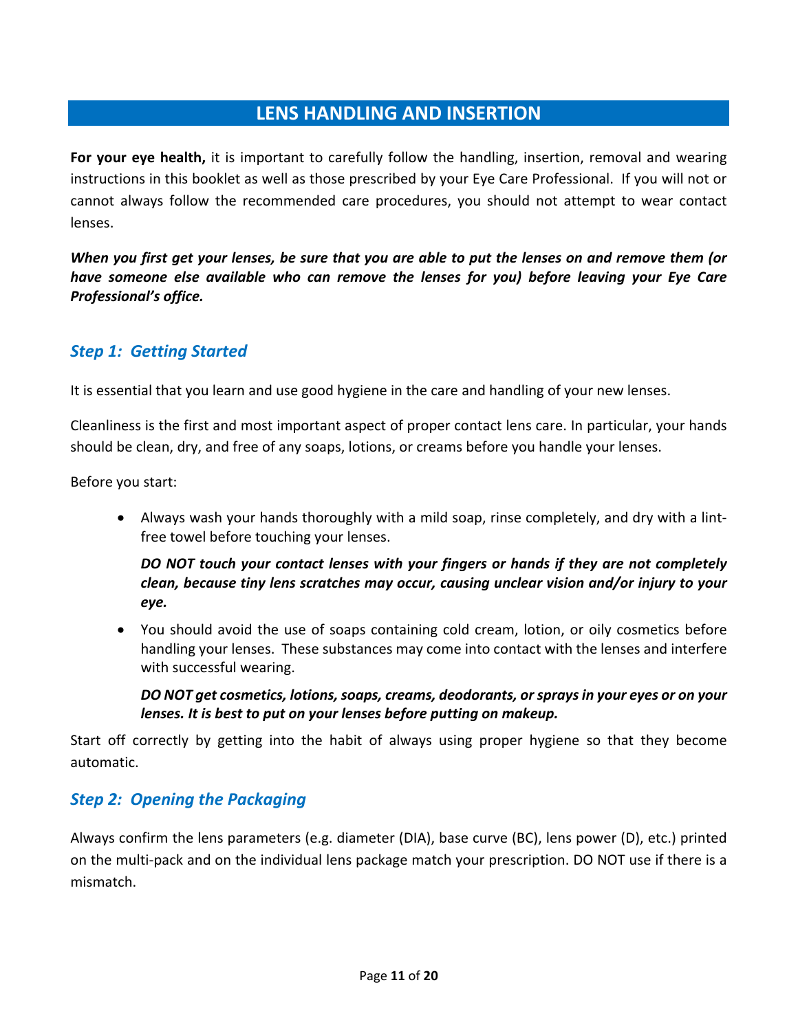## LENS HANDLING AND INSERTION

**For your eye health,** it is important to carefully follow the handling, insertion, removal and wearing instructions in this booklet as well as those prescribed by your Eye Care Professional. If you will not or cannot always follow the recommended care procedures, you should not attempt to wear contact lenses.

***When you first get your lenses, be sure that you are able to put the lenses on and remove them (or have someone else available who can remove the lenses for you) before leaving your Eye Care Professional's office.***

### *Step 1: Getting Started*

It is essential that you learn and use good hygiene in the care and handling of your new lenses.

Cleanliness is the first and most important aspect of proper contact lens care. In particular, your hands should be clean, dry, and free of any soaps, lotions, or creams before you handle your lenses.

Before you start:

- Always wash your hands thoroughly with a mild soap, rinse completely, and dry with a lint-free towel before touching your lenses.

  ***DO NOT touch your contact lenses with your fingers or hands if they are not completely clean, because tiny lens scratches may occur, causing unclear vision and/or injury to your eye.***

- You should avoid the use of soaps containing cold cream, lotion, or oily cosmetics before handling your lenses. These substances may come into contact with the lenses and interfere with successful wearing.

  ***DO NOT get cosmetics, lotions, soaps, creams, deodorants, or sprays in your eyes or on your lenses. It is best to put on your lenses before putting on makeup.***

Start off correctly by getting into the habit of always using proper hygiene so that they become automatic.

### *Step 2: Opening the Packaging*

Always confirm the lens parameters (e.g. diameter (DIA), base curve (BC), lens power (D), etc.) printed on the multi-pack and on the individual lens package match your prescription. DO NOT use if there is a mismatch.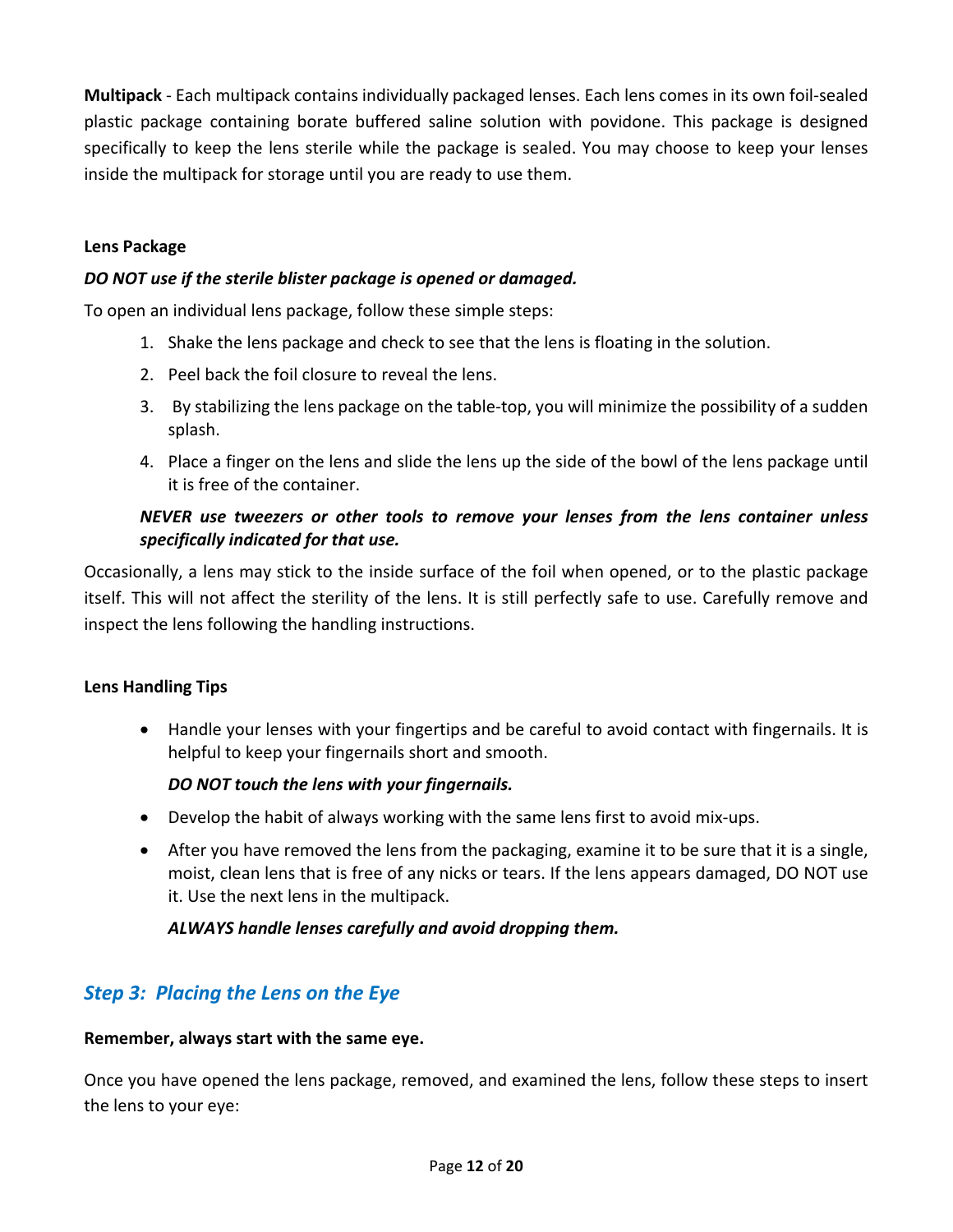**Multipack** - Each multipack contains individually packaged lenses. Each lens comes in its own foil-sealed plastic package containing borate buffered saline solution with povidone. This package is designed specifically to keep the lens sterile while the package is sealed. You may choose to keep your lenses inside the multipack for storage until you are ready to use them.

**Lens Package**

***DO NOT use if the sterile blister package is opened or damaged.***

To open an individual lens package, follow these simple steps:

1. Shake the lens package and check to see that the lens is floating in the solution.
2. Peel back the foil closure to reveal the lens.
3. By stabilizing the lens package on the table-top, you will minimize the possibility of a sudden splash.
4. Place a finger on the lens and slide the lens up the side of the bowl of the lens package until it is free of the container.

   ***NEVER use tweezers or other tools to remove your lenses from the lens container unless specifically indicated for that use.***

Occasionally, a lens may stick to the inside surface of the foil when opened, or to the plastic package itself. This will not affect the sterility of the lens. It is still perfectly safe to use. Carefully remove and inspect the lens following the handling instructions.

**Lens Handling Tips**

- Handle your lenses with your fingertips and be careful to avoid contact with fingernails. It is helpful to keep your fingernails short and smooth.

  ***DO NOT touch the lens with your fingernails.***

- Develop the habit of always working with the same lens first to avoid mix-ups.
- After you have removed the lens from the packaging, examine it to be sure that it is a single, moist, clean lens that is free of any nicks or tears. If the lens appears damaged, DO NOT use it. Use the next lens in the multipack.

  ***ALWAYS handle lenses carefully and avoid dropping them.***

## *Step 3: Placing the Lens on the Eye*

**Remember, always start with the same eye.**

Once you have opened the lens package, removed, and examined the lens, follow these steps to insert the lens to your eye: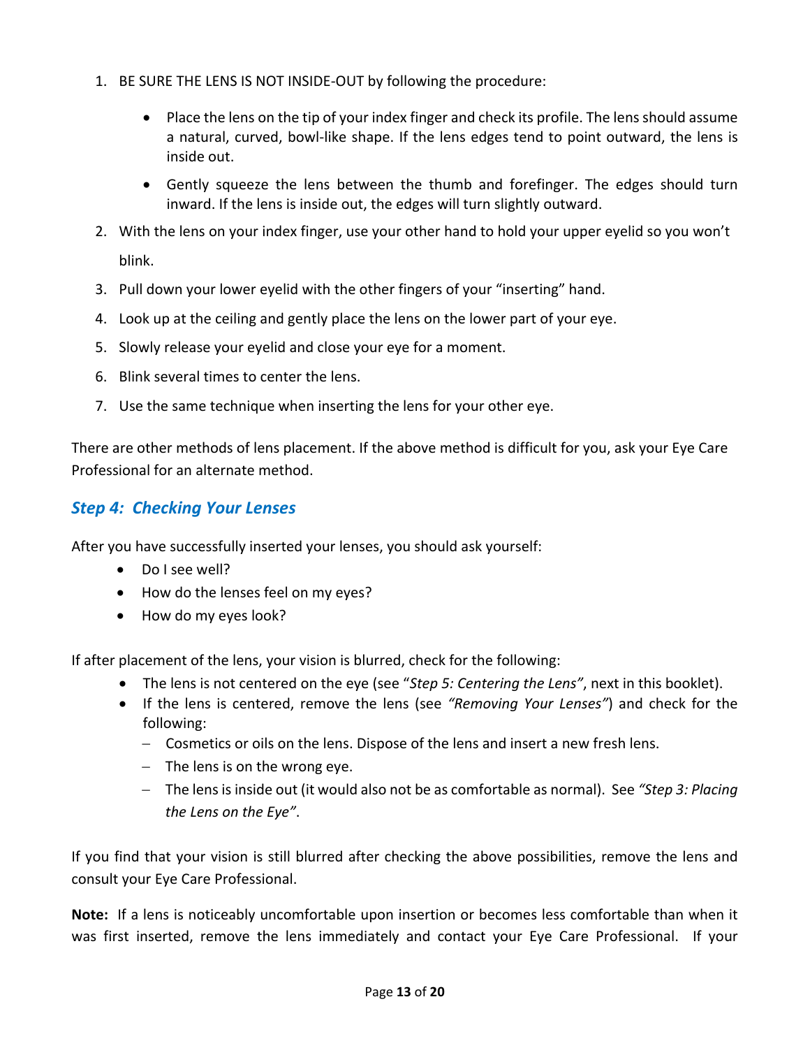1. BE SURE THE LENS IS NOT INSIDE-OUT by following the procedure:

   - Place the lens on the tip of your index finger and check its profile. The lens should assume a natural, curved, bowl-like shape. If the lens edges tend to point outward, the lens is inside out.
   - Gently squeeze the lens between the thumb and forefinger. The edges should turn inward. If the lens is inside out, the edges will turn slightly outward.

2. With the lens on your index finger, use your other hand to hold your upper eyelid so you won't blink.
3. Pull down your lower eyelid with the other fingers of your "inserting" hand.
4. Look up at the ceiling and gently place the lens on the lower part of your eye.
5. Slowly release your eyelid and close your eye for a moment.
6. Blink several times to center the lens.
7. Use the same technique when inserting the lens for your other eye.

There are other methods of lens placement. If the above method is difficult for you, ask your Eye Care Professional for an alternate method.

### *Step 4: Checking Your Lenses*

After you have successfully inserted your lenses, you should ask yourself:

- Do I see well?
- How do the lenses feel on my eyes?
- How do my eyes look?

If after placement of the lens, your vision is blurred, check for the following:

- The lens is not centered on the eye (see "*Step 5: Centering the Lens"*, next in this booklet).
- If the lens is centered, remove the lens (see *"Removing Your Lenses"*) and check for the following:
  - Cosmetics or oils on the lens. Dispose of the lens and insert a new fresh lens.
  - The lens is on the wrong eye.
  - The lens is inside out (it would also not be as comfortable as normal). See *"Step 3: Placing the Lens on the Eye"*.

If you find that your vision is still blurred after checking the above possibilities, remove the lens and consult your Eye Care Professional.

**Note:** If a lens is noticeably uncomfortable upon insertion or becomes less comfortable than when it was first inserted, remove the lens immediately and contact your Eye Care Professional. If your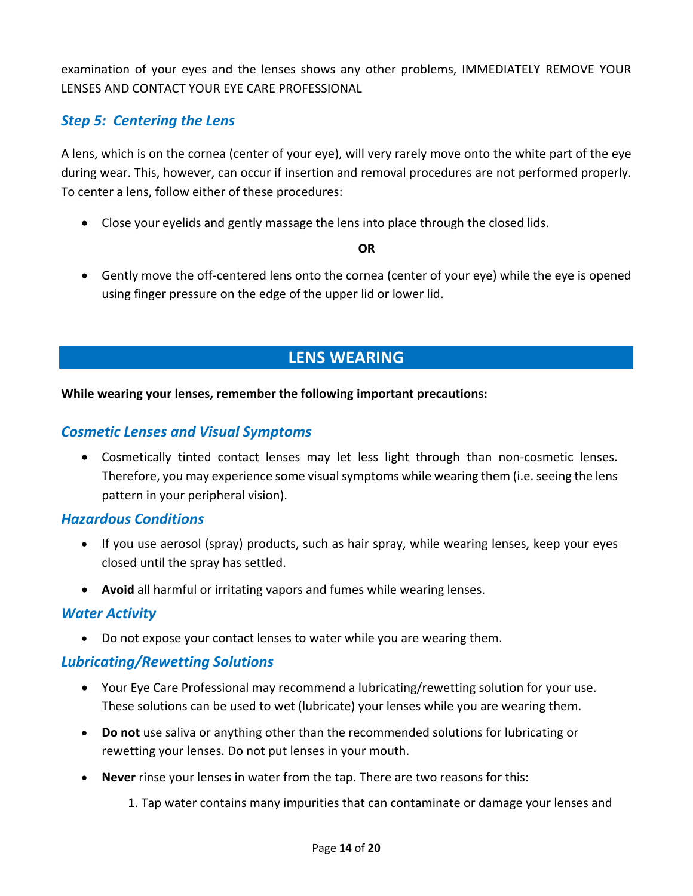examination of your eyes and the lenses shows any other problems, IMMEDIATELY REMOVE YOUR LENSES AND CONTACT YOUR EYE CARE PROFESSIONAL

### *Step 5: Centering the Lens*

A lens, which is on the cornea (center of your eye), will very rarely move onto the white part of the eye during wear. This, however, can occur if insertion and removal procedures are not performed properly. To center a lens, follow either of these procedures:

- Close your eyelids and gently massage the lens into place through the closed lids.

**OR**

- Gently move the off-centered lens onto the cornea (center of your eye) while the eye is opened using finger pressure on the edge of the upper lid or lower lid.

## LENS WEARING

**While wearing your lenses, remember the following important precautions:**

### *Cosmetic Lenses and Visual Symptoms*

- Cosmetically tinted contact lenses may let less light through than non-cosmetic lenses. Therefore, you may experience some visual symptoms while wearing them (i.e. seeing the lens pattern in your peripheral vision).

### *Hazardous Conditions*

- If you use aerosol (spray) products, such as hair spray, while wearing lenses, keep your eyes closed until the spray has settled.
- **Avoid** all harmful or irritating vapors and fumes while wearing lenses.

### *Water Activity*

- Do not expose your contact lenses to water while you are wearing them.

### *Lubricating/Rewetting Solutions*

- Your Eye Care Professional may recommend a lubricating/rewetting solution for your use. These solutions can be used to wet (lubricate) your lenses while you are wearing them.
- **Do not** use saliva or anything other than the recommended solutions for lubricating or rewetting your lenses. Do not put lenses in your mouth.
- **Never** rinse your lenses in water from the tap. There are two reasons for this:
    1. Tap water contains many impurities that can contaminate or damage your lenses and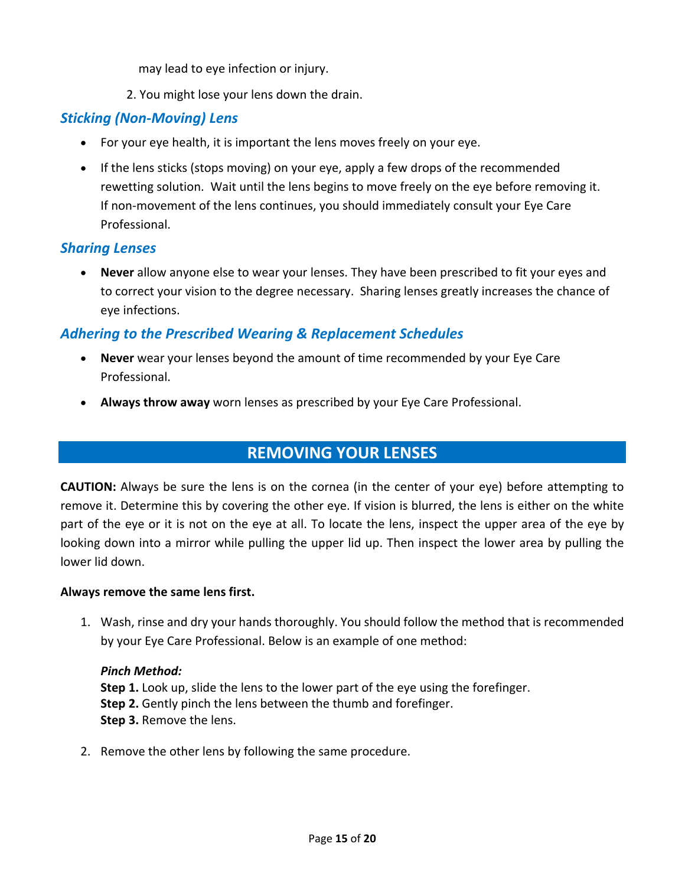may lead to eye infection or injury.

2. You might lose your lens down the drain.

### *Sticking (Non-Moving) Lens*

- For your eye health, it is important the lens moves freely on your eye.
- If the lens sticks (stops moving) on your eye, apply a few drops of the recommended rewetting solution. Wait until the lens begins to move freely on the eye before removing it. If non-movement of the lens continues, you should immediately consult your Eye Care Professional.

### *Sharing Lenses*

- **Never** allow anyone else to wear your lenses. They have been prescribed to fit your eyes and to correct your vision to the degree necessary. Sharing lenses greatly increases the chance of eye infections.

### *Adhering to the Prescribed Wearing & Replacement Schedules*

- **Never** wear your lenses beyond the amount of time recommended by your Eye Care Professional.
- **Always throw away** worn lenses as prescribed by your Eye Care Professional.

## REMOVING YOUR LENSES

**CAUTION:** Always be sure the lens is on the cornea (in the center of your eye) before attempting to remove it. Determine this by covering the other eye. If vision is blurred, the lens is either on the white part of the eye or it is not on the eye at all. To locate the lens, inspect the upper area of the eye by looking down into a mirror while pulling the upper lid up. Then inspect the lower area by pulling the lower lid down.

**Always remove the same lens first.**

1. Wash, rinse and dry your hands thoroughly. You should follow the method that is recommended by your Eye Care Professional. Below is an example of one method:

   ***Pinch Method:***
   **Step 1.** Look up, slide the lens to the lower part of the eye using the forefinger.
   **Step 2.** Gently pinch the lens between the thumb and forefinger.
   **Step 3.** Remove the lens.

2. Remove the other lens by following the same procedure.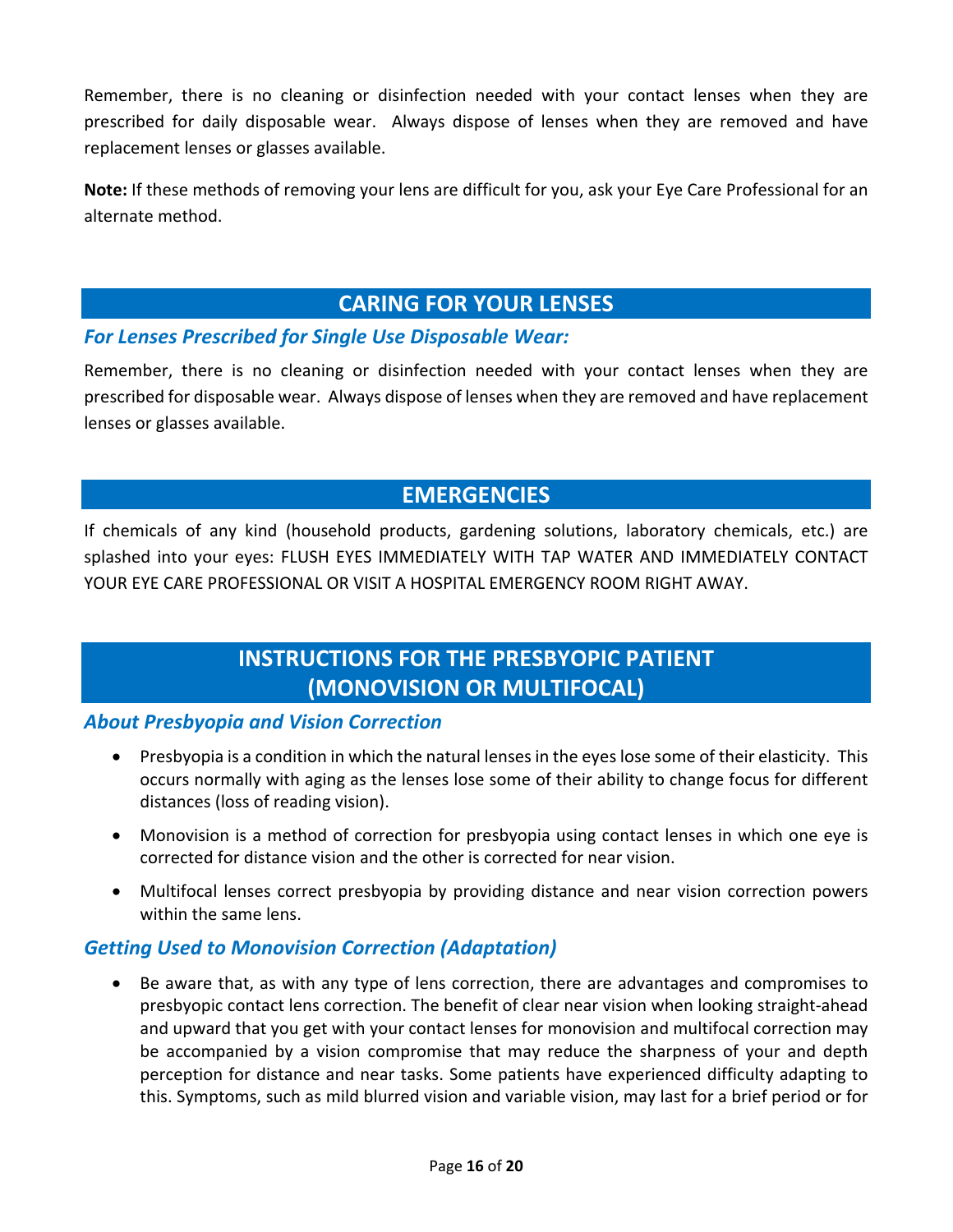Remember, there is no cleaning or disinfection needed with your contact lenses when they are prescribed for daily disposable wear. Always dispose of lenses when they are removed and have replacement lenses or glasses available.

**Note:** If these methods of removing your lens are difficult for you, ask your Eye Care Professional for an alternate method.

## CARING FOR YOUR LENSES

### *For Lenses Prescribed for Single Use Disposable Wear:*

Remember, there is no cleaning or disinfection needed with your contact lenses when they are prescribed for disposable wear. Always dispose of lenses when they are removed and have replacement lenses or glasses available.

## EMERGENCIES

If chemicals of any kind (household products, gardening solutions, laboratory chemicals, etc.) are splashed into your eyes: FLUSH EYES IMMEDIATELY WITH TAP WATER AND IMMEDIATELY CONTACT YOUR EYE CARE PROFESSIONAL OR VISIT A HOSPITAL EMERGENCY ROOM RIGHT AWAY.

## INSTRUCTIONS FOR THE PRESBYOPIC PATIENT (MONOVISION OR MULTIFOCAL)

### *About Presbyopia and Vision Correction*

- Presbyopia is a condition in which the natural lenses in the eyes lose some of their elasticity. This occurs normally with aging as the lenses lose some of their ability to change focus for different distances (loss of reading vision).
- Monovision is a method of correction for presbyopia using contact lenses in which one eye is corrected for distance vision and the other is corrected for near vision.
- Multifocal lenses correct presbyopia by providing distance and near vision correction powers within the same lens.

### *Getting Used to Monovision Correction (Adaptation)*

- Be aware that, as with any type of lens correction, there are advantages and compromises to presbyopic contact lens correction. The benefit of clear near vision when looking straight-ahead and upward that you get with your contact lenses for monovision and multifocal correction may be accompanied by a vision compromise that may reduce the sharpness of your and depth perception for distance and near tasks. Some patients have experienced difficulty adapting to this. Symptoms, such as mild blurred vision and variable vision, may last for a brief period or for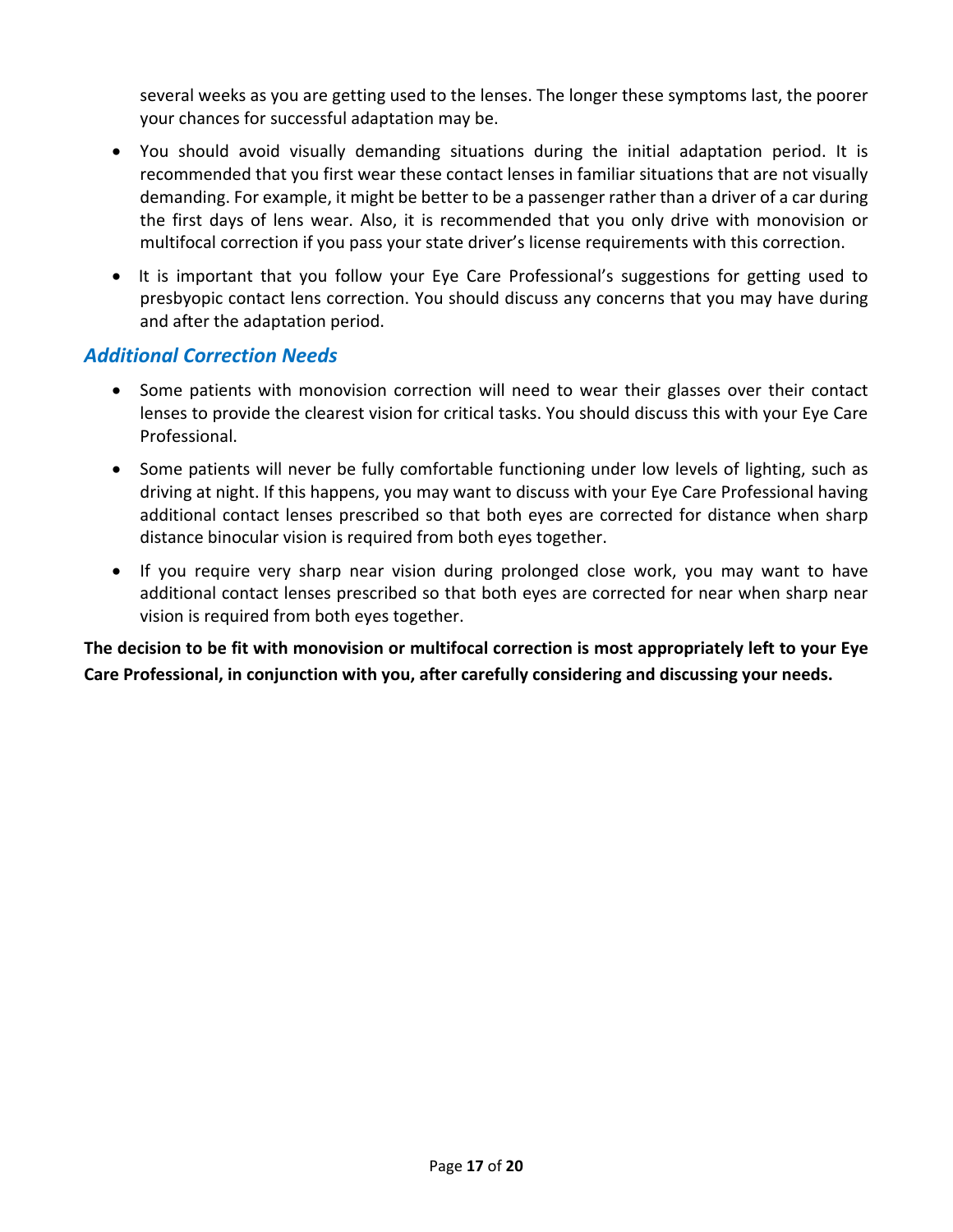several weeks as you are getting used to the lenses. The longer these symptoms last, the poorer your chances for successful adaptation may be.

- You should avoid visually demanding situations during the initial adaptation period. It is recommended that you first wear these contact lenses in familiar situations that are not visually demanding. For example, it might be better to be a passenger rather than a driver of a car during the first days of lens wear. Also, it is recommended that you only drive with monovision or multifocal correction if you pass your state driver's license requirements with this correction.
- It is important that you follow your Eye Care Professional's suggestions for getting used to presbyopic contact lens correction. You should discuss any concerns that you may have during and after the adaptation period.

## *Additional Correction Needs*

- Some patients with monovision correction will need to wear their glasses over their contact lenses to provide the clearest vision for critical tasks. You should discuss this with your Eye Care Professional.
- Some patients will never be fully comfortable functioning under low levels of lighting, such as driving at night. If this happens, you may want to discuss with your Eye Care Professional having additional contact lenses prescribed so that both eyes are corrected for distance when sharp distance binocular vision is required from both eyes together.
- If you require very sharp near vision during prolonged close work, you may want to have additional contact lenses prescribed so that both eyes are corrected for near when sharp near vision is required from both eyes together.

**The decision to be fit with monovision or multifocal correction is most appropriately left to your Eye Care Professional, in conjunction with you, after carefully considering and discussing your needs.**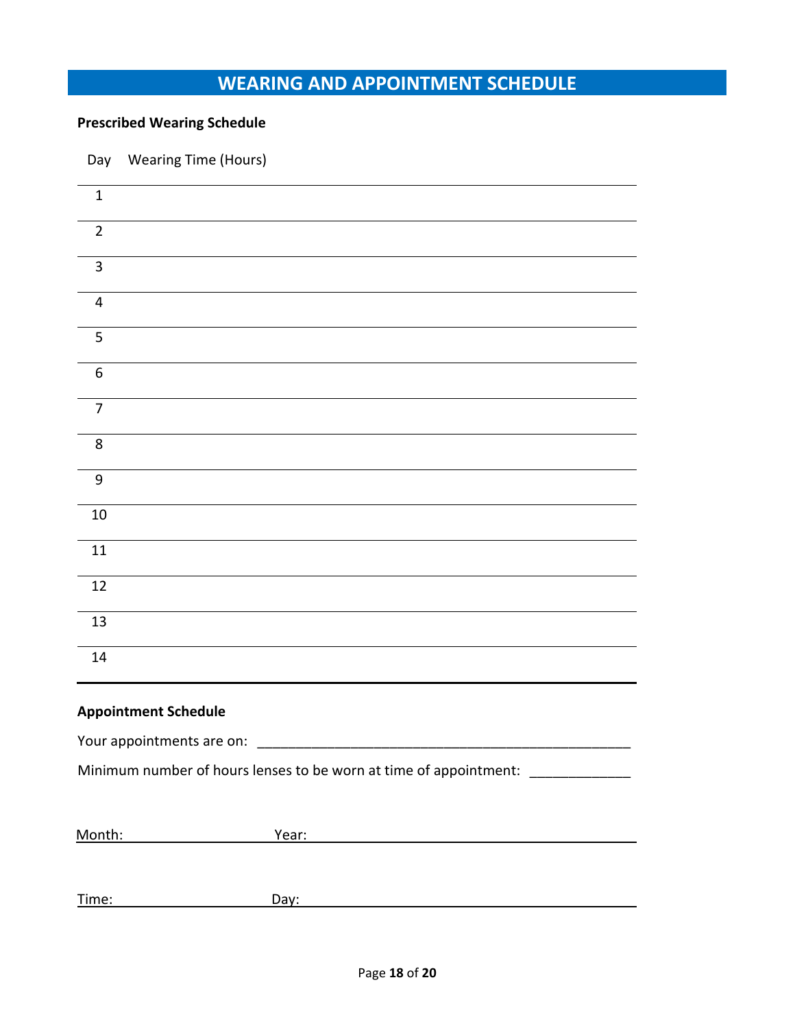# WEARING AND APPOINTMENT SCHEDULE

**Prescribed Wearing Schedule**

| Day | Wearing Time (Hours) |
|---|---|
| 1 | |
| 2 | |
| 3 | |
| 4 | |
| 5 | |
| 6 | |
| 7 | |
| 8 | |
| 9 | |
| 10 | |
| 11 | |
| 12 | |
| 13 | |
| 14 | |

**Appointment Schedule**

Your appointments are on: ___________________________________________________

Minimum number of hours lenses to be worn at time of appointment: _____________

Month: ______________________ Year: ______________________________________________

Time: ______________________ Day: ______________________________________________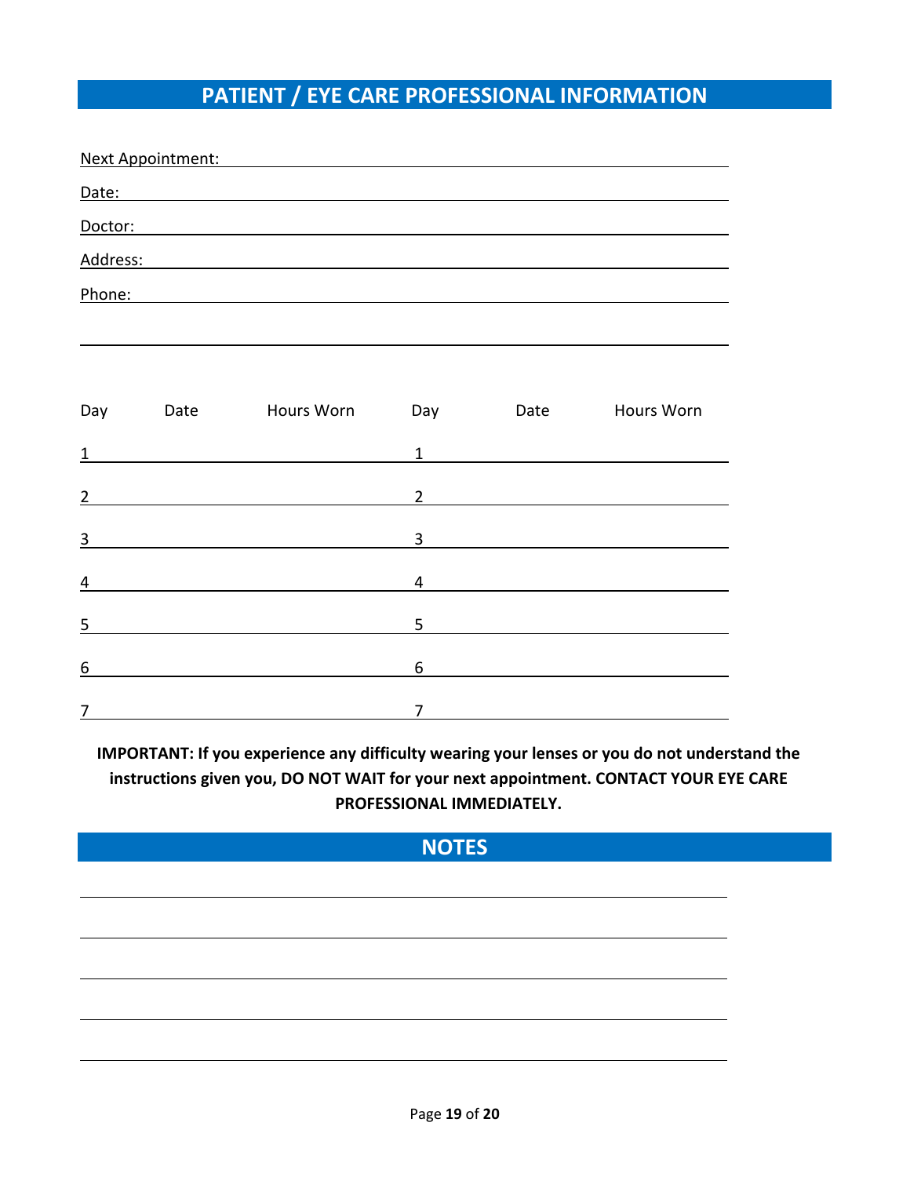## PATIENT / EYE CARE PROFESSIONAL INFORMATION

Next Appointment: ______________________________

Date: ______________________________

Doctor: ______________________________

Address: ______________________________

Phone: ______________________________

______________________________

| Day | Date | Hours Worn | Day | Date | Hours Worn |
|---|---|---|---|---|---|
| 1 | | | 1 | | |
| 2 | | | 2 | | |
| 3 | | | 3 | | |
| 4 | | | 4 | | |
| 5 | | | 5 | | |
| 6 | | | 6 | | |
| 7 | | | 7 | | |

**IMPORTANT: If you experience any difficulty wearing your lenses or you do not understand the instructions given you, DO NOT WAIT for your next appointment. CONTACT YOUR EYE CARE PROFESSIONAL IMMEDIATELY.**

## NOTES

______________________________

______________________________

______________________________

______________________________

______________________________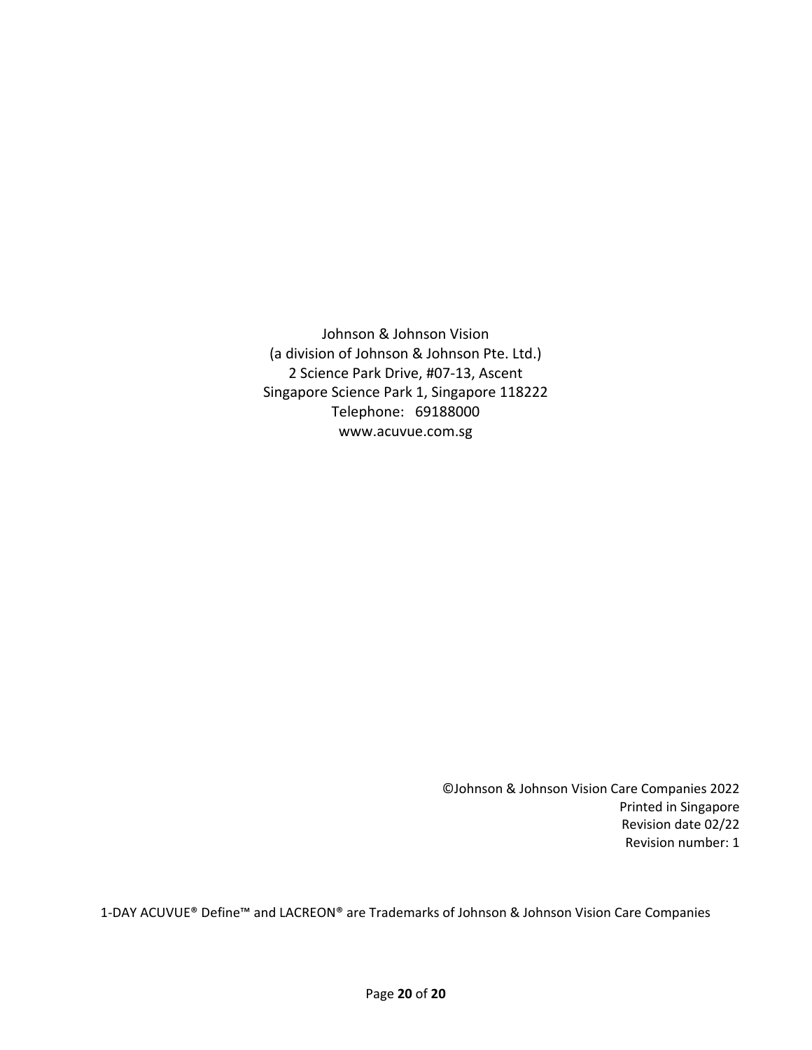Johnson & Johnson Vision
(a division of Johnson & Johnson Pte. Ltd.)
2 Science Park Drive, #07-13, Ascent
Singapore Science Park 1, Singapore 118222
Telephone: 69188000
www.acuvue.com.sg

©Johnson & Johnson Vision Care Companies 2022
Printed in Singapore
Revision date 02/22
Revision number: 1

1-DAY ACUVUE® Define™ and LACREON® are Trademarks of Johnson & Johnson Vision Care Companies